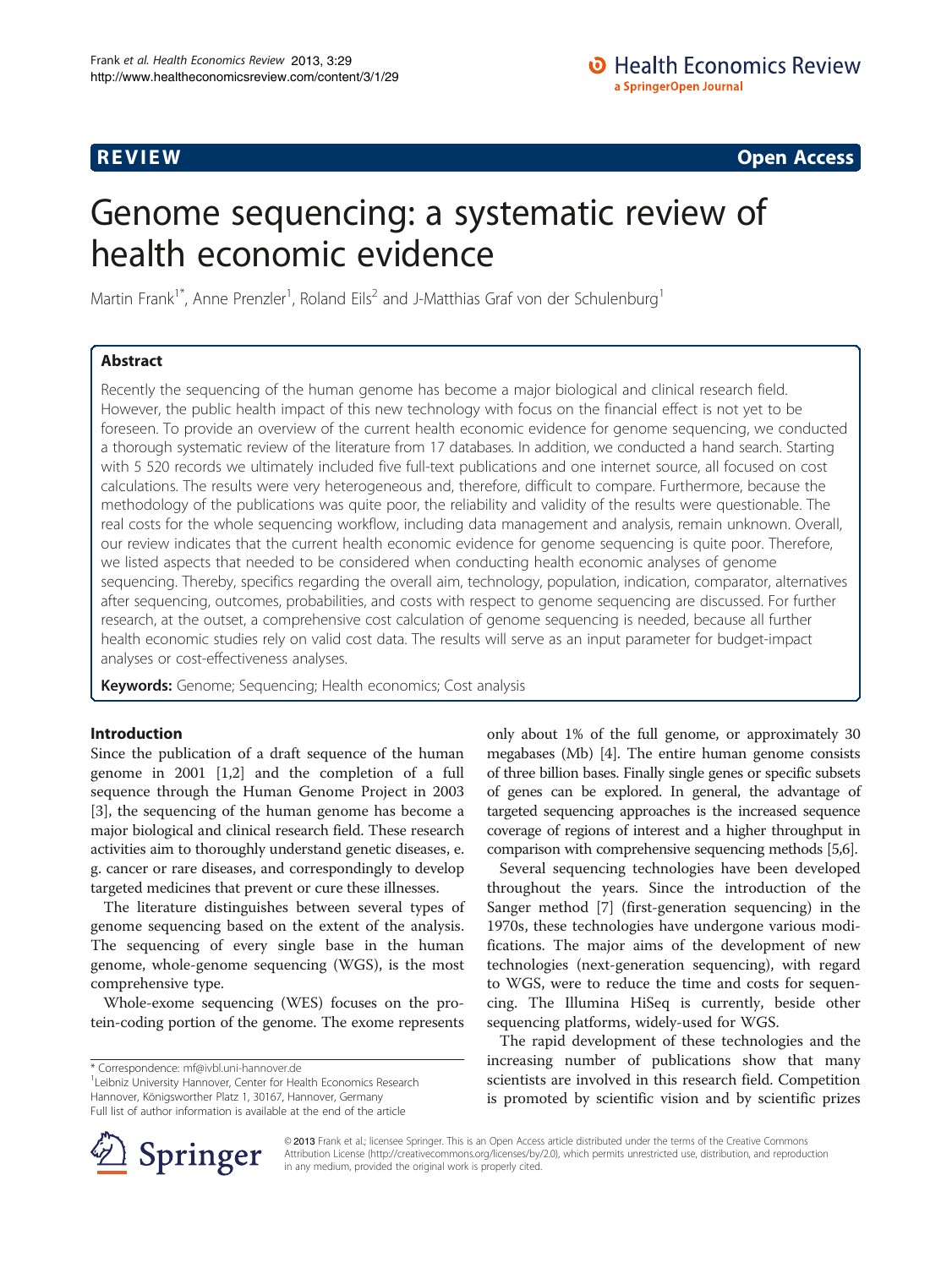**REVIEW** **Open Access**

# Genome sequencing: a systematic review of health economic evidence

Martin Frank[1*], Anne Prenzler[1], Roland Eils[2] and J-Matthias Graf von der Schulenburg[1]

## Abstract

Recently the sequencing of the human genome has become a major biological and clinical research field. However, the public health impact of this new technology with focus on the financial effect is not yet to be foreseen. To provide an overview of the current health economic evidence for genome sequencing, we conducted a thorough systematic review of the literature from 17 databases. In addition, we conducted a hand search. Starting with 5 520 records we ultimately included five full-text publications and one internet source, all focused on cost calculations. The results were very heterogeneous and, therefore, difficult to compare. Furthermore, because the methodology of the publications was quite poor, the reliability and validity of the results were questionable. The real costs for the whole sequencing workflow, including data management and analysis, remain unknown. Overall, our review indicates that the current health economic evidence for genome sequencing is quite poor. Therefore, we listed aspects that needed to be considered when conducting health economic analyses of genome sequencing. Thereby, specifics regarding the overall aim, technology, population, indication, comparator, alternatives after sequencing, outcomes, probabilities, and costs with respect to genome sequencing are discussed. For further research, at the outset, a comprehensive cost calculation of genome sequencing is needed, because all further health economic studies rely on valid cost data. The results will serve as an input parameter for budget-impact analyses or cost-effectiveness analyses.

**Keywords:** Genome; Sequencing; Health economics; Cost analysis

## Introduction

Since the publication of a draft sequence of the human genome in 2001 [1,2] and the completion of a full sequence through the Human Genome Project in 2003 [3], the sequencing of the human genome has become a major biological and clinical research field. These research activities aim to thoroughly understand genetic diseases, e. g. cancer or rare diseases, and correspondingly to develop targeted medicines that prevent or cure these illnesses.

The literature distinguishes between several types of genome sequencing based on the extent of the analysis. The sequencing of every single base in the human genome, whole-genome sequencing (WGS), is the most comprehensive type.

Whole-exome sequencing (WES) focuses on the protein-coding portion of the genome. The exome represents only about 1% of the full genome, or approximately 30 megabases (Mb) [4]. The entire human genome consists of three billion bases. Finally single genes or specific subsets of genes can be explored. In general, the advantage of targeted sequencing approaches is the increased sequence coverage of regions of interest and a higher throughput in comparison with comprehensive sequencing methods [5,6].

Several sequencing technologies have been developed throughout the years. Since the introduction of the Sanger method [7] (first-generation sequencing) in the 1970s, these technologies have undergone various modifications. The major aims of the development of new technologies (next-generation sequencing), with regard to WGS, were to reduce the time and costs for sequencing. The Illumina HiSeq is currently, beside other sequencing platforms, widely-used for WGS.

The rapid development of these technologies and the increasing number of publications show that many scientists are involved in this research field. Competition is promoted by scientific vision and by scientific prizes

\* Correspondence: mf@ivbl.uni-hannover.de
[1]Leibniz University Hannover, Center for Health Economics Research Hannover, Königsworther Platz 1, 30167, Hannover, Germany
Full list of author information is available at the end of the article

© 2013 Frank et al.; licensee Springer. This is an Open Access article distributed under the terms of the Creative Commons Attribution License (http://creativecommons.org/licenses/by/2.0), which permits unrestricted use, distribution, and reproduction in any medium, provided the original work is properly cited.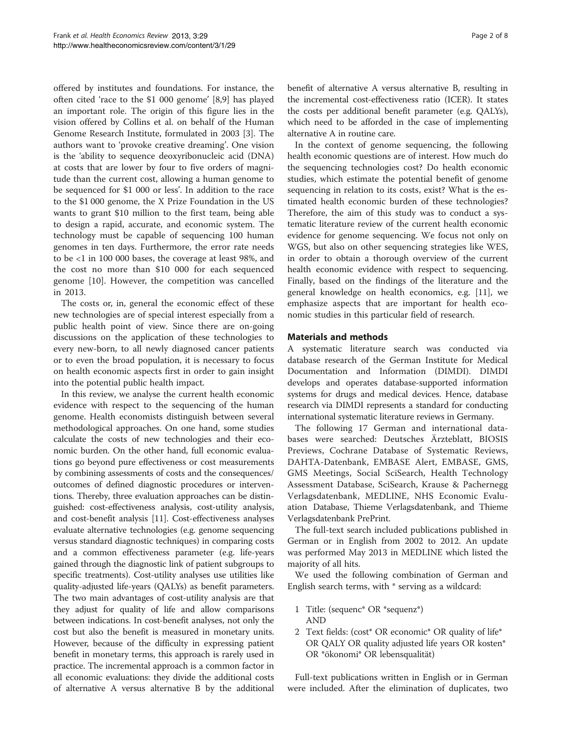offered by institutes and foundations. For instance, the often cited 'race to the $1 000 genome' [8,9] has played an important role. The origin of this figure lies in the vision offered by Collins et al. on behalf of the Human Genome Research Institute, formulated in 2003 [3]. The authors want to 'provoke creative dreaming'. One vision is the 'ability to sequence deoxyribonucleic acid (DNA) at costs that are lower by four to five orders of magnitude than the current cost, allowing a human genome to be sequenced for $1 000 or less'. In addition to the race to the $1 000 genome, the X Prize Foundation in the US wants to grant $10 million to the first team, being able to design a rapid, accurate, and economic system. The technology must be capable of sequencing 100 human genomes in ten days. Furthermore, the error rate needs to be <1 in 100 000 bases, the coverage at least 98%, and the cost no more than $10 000 for each sequenced genome [10]. However, the competition was cancelled in 2013.

The costs or, in, general the economic effect of these new technologies are of special interest especially from a public health point of view. Since there are on-going discussions on the application of these technologies to every new-born, to all newly diagnosed cancer patients or to even the broad population, it is necessary to focus on health economic aspects first in order to gain insight into the potential public health impact.

In this review, we analyse the current health economic evidence with respect to the sequencing of the human genome. Health economists distinguish between several methodological approaches. On one hand, some studies calculate the costs of new technologies and their economic burden. On the other hand, full economic evaluations go beyond pure effectiveness or cost measurements by combining assessments of costs and the consequences/outcomes of defined diagnostic procedures or interventions. Thereby, three evaluation approaches can be distinguished: cost-effectiveness analysis, cost-utility analysis, and cost-benefit analysis [11]. Cost-effectiveness analyses evaluate alternative technologies (e.g. genome sequencing versus standard diagnostic techniques) in comparing costs and a common effectiveness parameter (e.g. life-years gained through the diagnostic link of patient subgroups to specific treatments). Cost-utility analyses use utilities like quality-adjusted life-years (QALYs) as benefit parameters. The two main advantages of cost-utility analysis are that they adjust for quality of life and allow comparisons between indications. In cost-benefit analyses, not only the cost but also the benefit is measured in monetary units. However, because of the difficulty in expressing patient benefit in monetary terms, this approach is rarely used in practice. The incremental approach is a common factor in all economic evaluations: they divide the additional costs of alternative A versus alternative B by the additional benefit of alternative A versus alternative B, resulting in the incremental cost-effectiveness ratio (ICER). It states the costs per additional benefit parameter (e.g. QALYs), which need to be afforded in the case of implementing alternative A in routine care.

In the context of genome sequencing, the following health economic questions are of interest. How much do the sequencing technologies cost? Do health economic studies, which estimate the potential benefit of genome sequencing in relation to its costs, exist? What is the estimated health economic burden of these technologies? Therefore, the aim of this study was to conduct a systematic literature review of the current health economic evidence for genome sequencing. We focus not only on WGS, but also on other sequencing strategies like WES, in order to obtain a thorough overview of the current health economic evidence with respect to sequencing. Finally, based on the findings of the literature and the general knowledge on health economics, e.g. [11], we emphasize aspects that are important for health economic studies in this particular field of research.

## Materials and methods

A systematic literature search was conducted via database research of the German Institute for Medical Documentation and Information (DIMDI). DIMDI develops and operates database-supported information systems for drugs and medical devices. Hence, database research via DIMDI represents a standard for conducting international systematic literature reviews in Germany.

The following 17 German and international databases were searched: Deutsches Ärzteblatt, BIOSIS Previews, Cochrane Database of Systematic Reviews, DAHTA-Datenbank, EMBASE Alert, EMBASE, GMS, GMS Meetings, Social SciSearch, Health Technology Assessment Database, SciSearch, Krause & Pachernegg Verlagsdatenbank, MEDLINE, NHS Economic Evaluation Database, Thieme Verlagsdatenbank, and Thieme Verlagsdatenbank PrePrint.

The full-text search included publications published in German or in English from 2002 to 2012. An update was performed May 2013 in MEDLINE which listed the majority of all hits.

We used the following combination of German and English search terms, with * serving as a wildcard:

1. Title: (sequenc* OR *sequenz*)
   AND
2. Text fields: (cost* OR economic* OR quality of life* OR QALY OR quality adjusted life years OR kosten* OR *ökonomi* OR lebensqualität)

Full-text publications written in English or in German were included. After the elimination of duplicates, two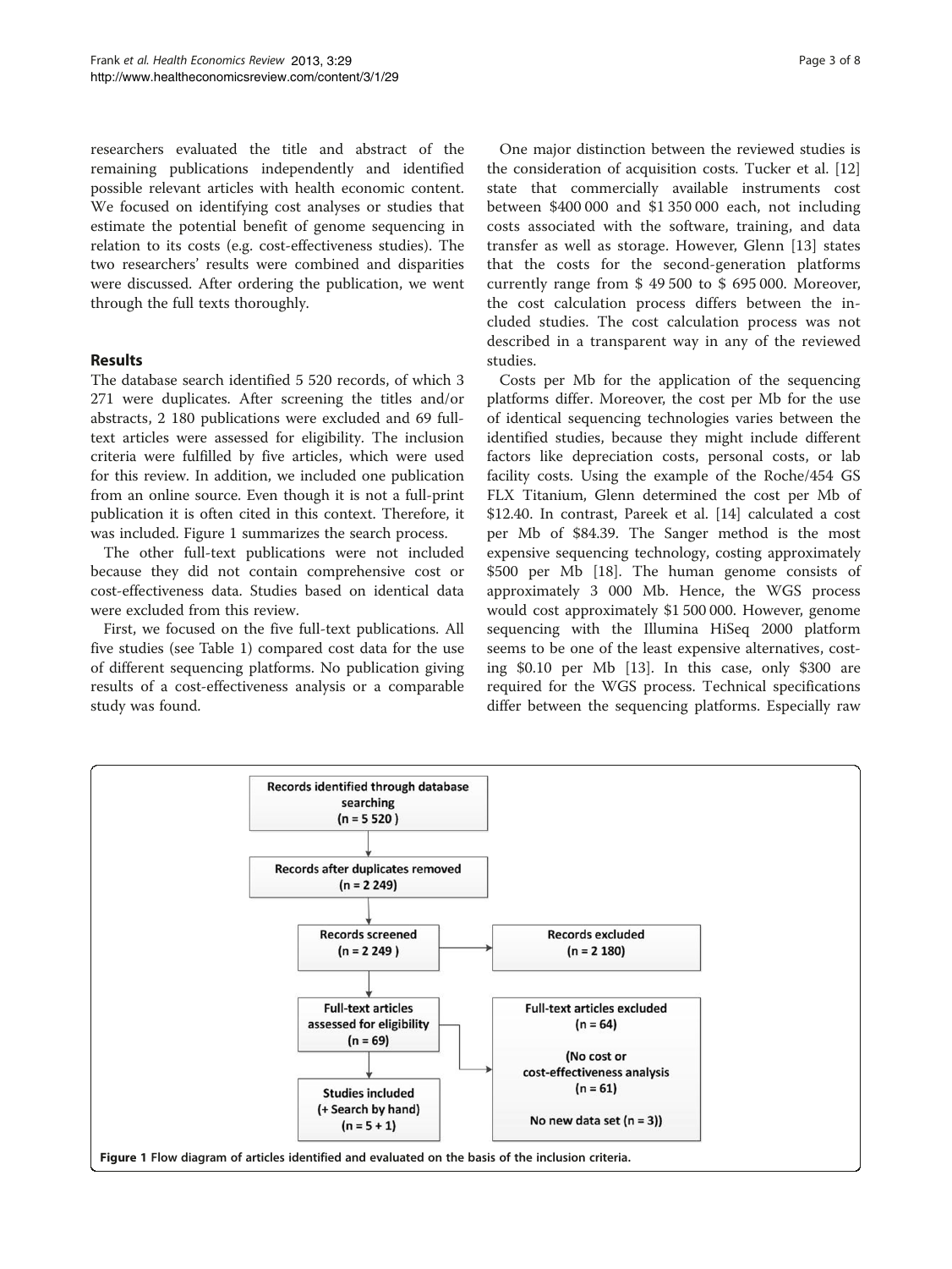researchers evaluated the title and abstract of the remaining publications independently and identified possible relevant articles with health economic content. We focused on identifying cost analyses or studies that estimate the potential benefit of genome sequencing in relation to its costs (e.g. cost-effectiveness studies). The two researchers' results were combined and disparities were discussed. After ordering the publication, we went through the full texts thoroughly.

## Results

The database search identified 5 520 records, of which 3 271 were duplicates. After screening the titles and/or abstracts, 2 180 publications were excluded and 69 full-text articles were assessed for eligibility. The inclusion criteria were fulfilled by five articles, which were used for this review. In addition, we included one publication from an online source. Even though it is not a full-print publication it is often cited in this context. Therefore, it was included. Figure 1 summarizes the search process.

The other full-text publications were not included because they did not contain comprehensive cost or cost-effectiveness data. Studies based on identical data were excluded from this review.

First, we focused on the five full-text publications. All five studies (see Table 1) compared cost data for the use of different sequencing platforms. No publication giving results of a cost-effectiveness analysis or a comparable study was found.

One major distinction between the reviewed studies is the consideration of acquisition costs. Tucker et al. [12] state that commercially available instruments cost between $400 000 and $1 350 000 each, not including costs associated with the software, training, and data transfer as well as storage. However, Glenn [13] states that the costs for the second-generation platforms currently range from $ 49 500 to $ 695 000. Moreover, the cost calculation process differs between the included studies. The cost calculation process was not described in a transparent way in any of the reviewed studies.

Costs per Mb for the application of the sequencing platforms differ. Moreover, the cost per Mb for the use of identical sequencing technologies varies between the identified studies, because they might include different factors like depreciation costs, personal costs, or lab facility costs. Using the example of the Roche/454 GS FLX Titanium, Glenn determined the cost per Mb of $12.40. In contrast, Pareek et al. [14] calculated a cost per Mb of $84.39. The Sanger method is the most expensive sequencing technology, costing approximately $500 per Mb [18]. The human genome consists of approximately 3 000 Mb. Hence, the WGS process would cost approximately $1 500 000. However, genome sequencing with the Illumina HiSeq 2000 platform seems to be one of the least expensive alternatives, costing $0.10 per Mb [13]. In this case, only $300 are required for the WGS process. Technical specifications differ between the sequencing platforms. Especially raw

- Records identified through database searching (n = 5 520)
- Records after duplicates removed (n = 2 249)
- Records screened (n = 2 249) → Records excluded (n = 2 180)
- Full-text articles assessed for eligibility (n = 69) → Full-text articles excluded (n = 64) (No cost or cost-effectiveness analysis (n = 61) No new data set (n = 3))
- Studies included (+ Search by hand) (n = 5 + 1)

**Figure 1** Flow diagram of articles identified and evaluated on the basis of the inclusion criteria.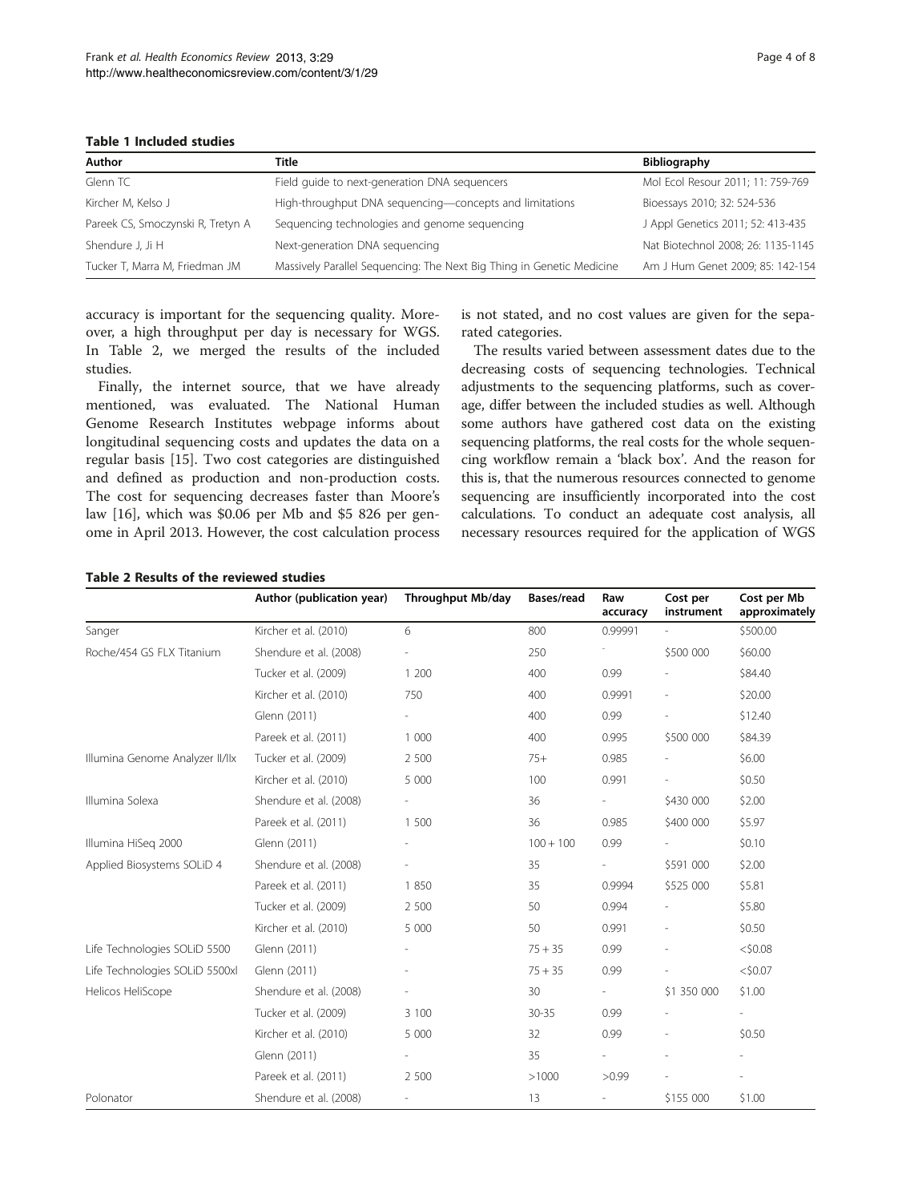**Table 1 Included studies**

| Author | Title | Bibliography |
|---|---|---|
| Glenn TC | Field guide to next-generation DNA sequencers | Mol Ecol Resour 2011; 11: 759-769 |
| Kircher M, Kelso J | High-throughput DNA sequencing—concepts and limitations | Bioessays 2010; 32: 524-536 |
| Pareek CS, Smoczynski R, Tretyn A | Sequencing technologies and genome sequencing | J Appl Genetics 2011; 52: 413-435 |
| Shendure J, Ji H | Next-generation DNA sequencing | Nat Biotechnol 2008; 26: 1135-1145 |
| Tucker T, Marra M, Friedman JM | Massively Parallel Sequencing: The Next Big Thing in Genetic Medicine | Am J Hum Genet 2009; 85: 142-154 |

accuracy is important for the sequencing quality. Moreover, a high throughput per day is necessary for WGS. In Table 2, we merged the results of the included studies.

Finally, the internet source, that we have already mentioned, was evaluated. The National Human Genome Research Institutes webpage informs about longitudinal sequencing costs and updates the data on a regular basis [15]. Two cost categories are distinguished and defined as production and non-production costs. The cost for sequencing decreases faster than Moore's law [16], which was \$0.06 per Mb and \$5 826 per genome in April 2013. However, the cost calculation process is not stated, and no cost values are given for the separated categories.

The results varied between assessment dates due to the decreasing costs of sequencing technologies. Technical adjustments to the sequencing platforms, such as coverage, differ between the included studies as well. Although some authors have gathered cost data on the existing sequencing platforms, the real costs for the whole sequencing workflow remain a 'black box'. And the reason for this is, that the numerous resources connected to genome sequencing are insufficiently incorporated into the cost calculations. To conduct an adequate cost analysis, all necessary resources required for the application of WGS

**Table 2 Results of the reviewed studies**

| | Author (publication year) | Throughput Mb/day | Bases/read | Raw accuracy | Cost per instrument | Cost per Mb approximately |
|---|---|---|---|---|---|---|
| Sanger | Kircher et al. (2010) | 6 | 800 | 0.99991 | - | \$500.00 |
| Roche/454 GS FLX Titanium | Shendure et al. (2008) | - | 250 | - | \$500 000 | \$60.00 |
| | Tucker et al. (2009) | 1 200 | 400 | 0.99 | - | \$84.40 |
| | Kircher et al. (2010) | 750 | 400 | 0.9991 | - | \$20.00 |
| | Glenn (2011) | - | 400 | 0.99 | - | \$12.40 |
| | Pareek et al. (2011) | 1 000 | 400 | 0.995 | \$500 000 | \$84.39 |
| Illumina Genome Analyzer II/IIx | Tucker et al. (2009) | 2 500 | 75+ | 0.985 | - | \$6.00 |
| | Kircher et al. (2010) | 5 000 | 100 | 0.991 | - | \$0.50 |
| Illumina Solexa | Shendure et al. (2008) | - | 36 | - | \$430 000 | \$2.00 |
| | Pareek et al. (2011) | 1 500 | 36 | 0.985 | \$400 000 | \$5.97 |
| Illumina HiSeq 2000 | Glenn (2011) | - | 100 + 100 | 0.99 | - | \$0.10 |
| Applied Biosystems SOLiD 4 | Shendure et al. (2008) | - | 35 | - | \$591 000 | \$2.00 |
| | Pareek et al. (2011) | 1 850 | 35 | 0.9994 | \$525 000 | \$5.81 |
| | Tucker et al. (2009) | 2 500 | 50 | 0.994 | - | \$5.80 |
| | Kircher et al. (2010) | 5 000 | 50 | 0.991 | - | \$0.50 |
| Life Technologies SOLiD 5500 | Glenn (2011) | - | 75 + 35 | 0.99 | - | <\$0.08 |
| Life Technologies SOLiD 5500xl | Glenn (2011) | - | 75 + 35 | 0.99 | - | <\$0.07 |
| Helicos HeliScope | Shendure et al. (2008) | - | 30 | - | \$1 350 000 | \$1.00 |
| | Tucker et al. (2009) | 3 100 | 30-35 | 0.99 | - | - |
| | Kircher et al. (2010) | 5 000 | 32 | 0.99 | - | \$0.50 |
| | Glenn (2011) | - | 35 | - | - | - |
| | Pareek et al. (2011) | 2 500 | >1000 | >0.99 | - | - |
| Polonator | Shendure et al. (2008) | - | 13 | - | \$155 000 | \$1.00 |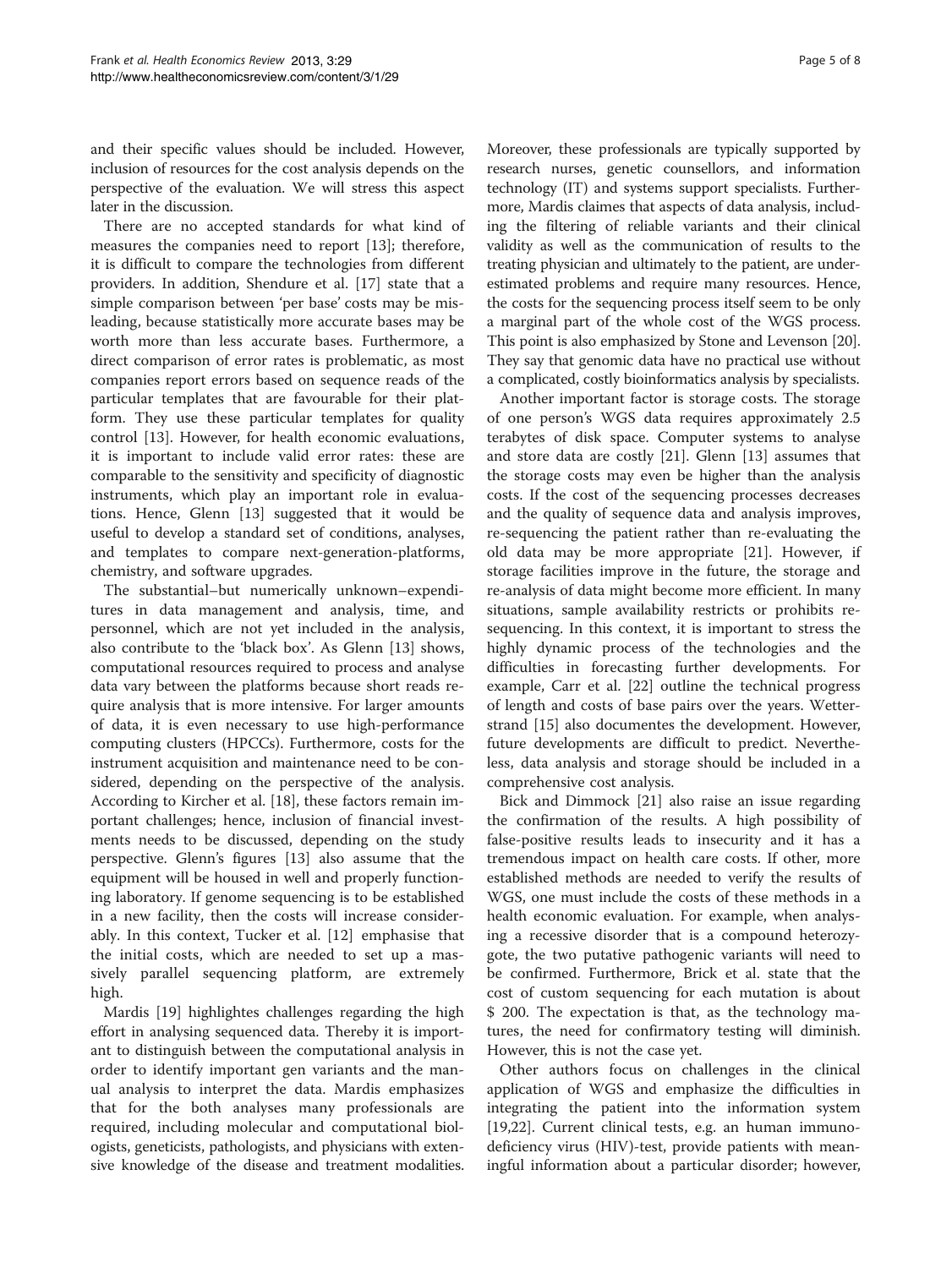and their specific values should be included. However, inclusion of resources for the cost analysis depends on the perspective of the evaluation. We will stress this aspect later in the discussion.

There are no accepted standards for what kind of measures the companies need to report [13]; therefore, it is difficult to compare the technologies from different providers. In addition, Shendure et al. [17] state that a simple comparison between 'per base' costs may be misleading, because statistically more accurate bases may be worth more than less accurate bases. Furthermore, a direct comparison of error rates is problematic, as most companies report errors based on sequence reads of the particular templates that are favourable for their platform. They use these particular templates for quality control [13]. However, for health economic evaluations, it is important to include valid error rates: these are comparable to the sensitivity and specificity of diagnostic instruments, which play an important role in evaluations. Hence, Glenn [13] suggested that it would be useful to develop a standard set of conditions, analyses, and templates to compare next-generation-platforms, chemistry, and software upgrades.

The substantial–but numerically unknown–expenditures in data management and analysis, time, and personnel, which are not yet included in the analysis, also contribute to the 'black box'. As Glenn [13] shows, computational resources required to process and analyse data vary between the platforms because short reads require analysis that is more intensive. For larger amounts of data, it is even necessary to use high-performance computing clusters (HPCCs). Furthermore, costs for the instrument acquisition and maintenance need to be considered, depending on the perspective of the analysis. According to Kircher et al. [18], these factors remain important challenges; hence, inclusion of financial investments needs to be discussed, depending on the study perspective. Glenn's figures [13] also assume that the equipment will be housed in well and properly functioning laboratory. If genome sequencing is to be established in a new facility, then the costs will increase considerably. In this context, Tucker et al. [12] emphasise that the initial costs, which are needed to set up a massively parallel sequencing platform, are extremely high.

Mardis [19] highlightes challenges regarding the high effort in analysing sequenced data. Thereby it is important to distinguish between the computational analysis in order to identify important gen variants and the manual analysis to interpret the data. Mardis emphasizes that for the both analyses many professionals are required, including molecular and computational biologists, geneticists, pathologists, and physicians with extensive knowledge of the disease and treatment modalities. Moreover, these professionals are typically supported by research nurses, genetic counsellors, and information technology (IT) and systems support specialists. Furthermore, Mardis claimes that aspects of data analysis, including the filtering of reliable variants and their clinical validity as well as the communication of results to the treating physician and ultimately to the patient, are underestimated problems and require many resources. Hence, the costs for the sequencing process itself seem to be only a marginal part of the whole cost of the WGS process. This point is also emphasized by Stone and Levenson [20]. They say that genomic data have no practical use without a complicated, costly bioinformatics analysis by specialists.

Another important factor is storage costs. The storage of one person's WGS data requires approximately 2.5 terabytes of disk space. Computer systems to analyse and store data are costly [21]. Glenn [13] assumes that the storage costs may even be higher than the analysis costs. If the cost of the sequencing processes decreases and the quality of sequence data and analysis improves, re-sequencing the patient rather than re-evaluating the old data may be more appropriate [21]. However, if storage facilities improve in the future, the storage and re-analysis of data might become more efficient. In many situations, sample availability restricts or prohibits re-sequencing. In this context, it is important to stress the highly dynamic process of the technologies and the difficulties in forecasting further developments. For example, Carr et al. [22] outline the technical progress of length and costs of base pairs over the years. Wetterstrand [15] also documentes the development. However, future developments are difficult to predict. Nevertheless, data analysis and storage should be included in a comprehensive cost analysis.

Bick and Dimmock [21] also raise an issue regarding the confirmation of the results. A high possibility of false-positive results leads to insecurity and it has a tremendous impact on health care costs. If other, more established methods are needed to verify the results of WGS, one must include the costs of these methods in a health economic evaluation. For example, when analysing a recessive disorder that is a compound heterozygote, the two putative pathogenic variants will need to be confirmed. Furthermore, Brick et al. state that the cost of custom sequencing for each mutation is about $ 200. The expectation is that, as the technology matures, the need for confirmatory testing will diminish. However, this is not the case yet.

Other authors focus on challenges in the clinical application of WGS and emphasize the difficulties in integrating the patient into the information system [19,22]. Current clinical tests, e.g. an human immunodeficiency virus (HIV)-test, provide patients with meaningful information about a particular disorder; however,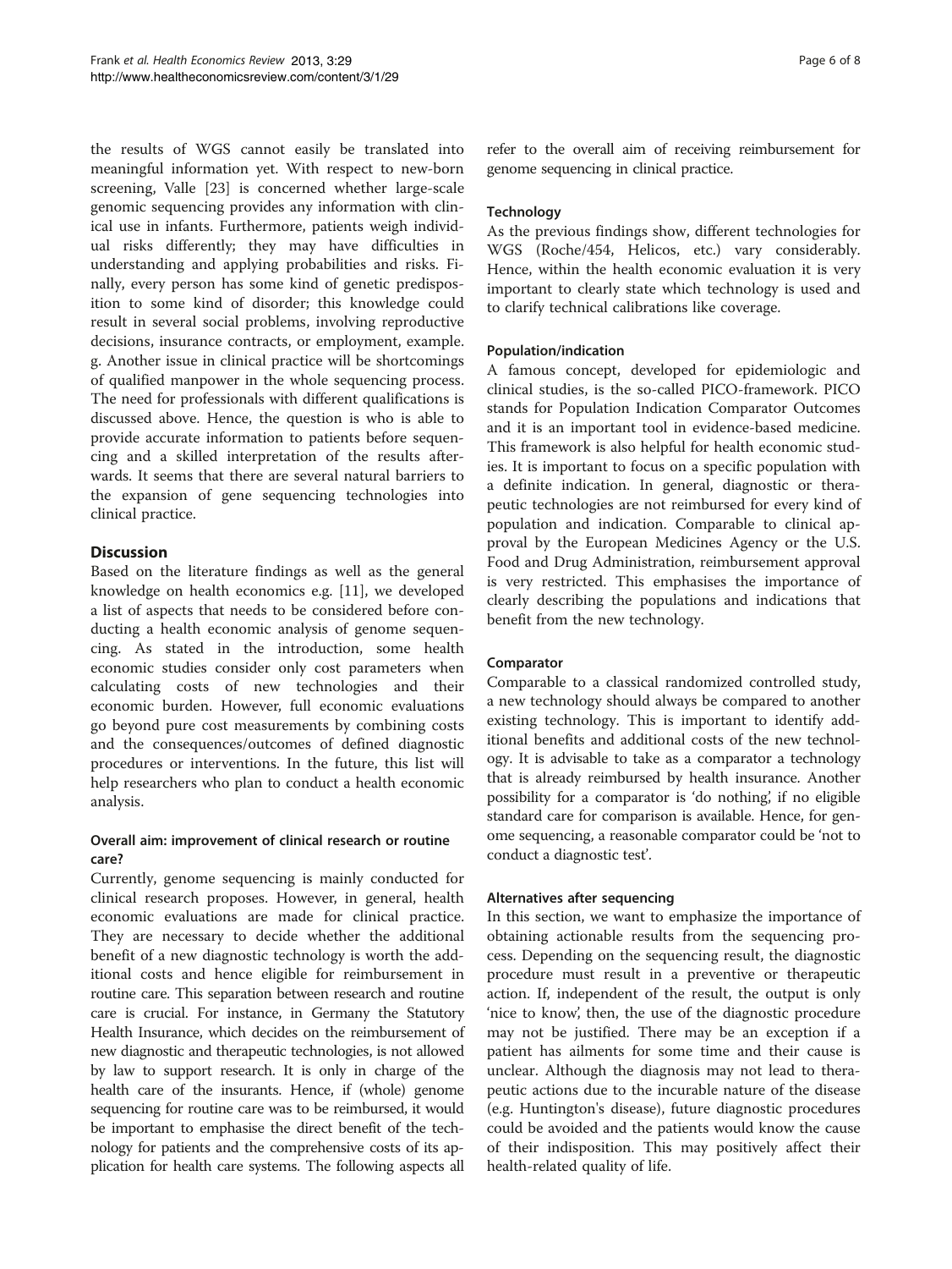the results of WGS cannot easily be translated into meaningful information yet. With respect to new-born screening, Valle [23] is concerned whether large-scale genomic sequencing provides any information with clinical use in infants. Furthermore, patients weigh individual risks differently; they may have difficulties in understanding and applying probabilities and risks. Finally, every person has some kind of genetic predisposition to some kind of disorder; this knowledge could result in several social problems, involving reproductive decisions, insurance contracts, or employment, example. g. Another issue in clinical practice will be shortcomings of qualified manpower in the whole sequencing process. The need for professionals with different qualifications is discussed above. Hence, the question is who is able to provide accurate information to patients before sequencing and a skilled interpretation of the results afterwards. It seems that there are several natural barriers to the expansion of gene sequencing technologies into clinical practice.

## Discussion

Based on the literature findings as well as the general knowledge on health economics e.g. [11], we developed a list of aspects that needs to be considered before conducting a health economic analysis of genome sequencing. As stated in the introduction, some health economic studies consider only cost parameters when calculating costs of new technologies and their economic burden. However, full economic evaluations go beyond pure cost measurements by combining costs and the consequences/outcomes of defined diagnostic procedures or interventions. In the future, this list will help researchers who plan to conduct a health economic analysis.

### Overall aim: improvement of clinical research or routine care?

Currently, genome sequencing is mainly conducted for clinical research proposes. However, in general, health economic evaluations are made for clinical practice. They are necessary to decide whether the additional benefit of a new diagnostic technology is worth the additional costs and hence eligible for reimbursement in routine care. This separation between research and routine care is crucial. For instance, in Germany the Statutory Health Insurance, which decides on the reimbursement of new diagnostic and therapeutic technologies, is not allowed by law to support research. It is only in charge of the health care of the insurants. Hence, if (whole) genome sequencing for routine care was to be reimbursed, it would be important to emphasise the direct benefit of the technology for patients and the comprehensive costs of its application for health care systems. The following aspects all refer to the overall aim of receiving reimbursement for genome sequencing in clinical practice.

### Technology

As the previous findings show, different technologies for WGS (Roche/454, Helicos, etc.) vary considerably. Hence, within the health economic evaluation it is very important to clearly state which technology is used and to clarify technical calibrations like coverage.

### Population/indication

A famous concept, developed for epidemiologic and clinical studies, is the so-called PICO-framework. PICO stands for Population Indication Comparator Outcomes and it is an important tool in evidence-based medicine. This framework is also helpful for health economic studies. It is important to focus on a specific population with a definite indication. In general, diagnostic or therapeutic technologies are not reimbursed for every kind of population and indication. Comparable to clinical approval by the European Medicines Agency or the U.S. Food and Drug Administration, reimbursement approval is very restricted. This emphasises the importance of clearly describing the populations and indications that benefit from the new technology.

### Comparator

Comparable to a classical randomized controlled study, a new technology should always be compared to another existing technology. This is important to identify additional benefits and additional costs of the new technology. It is advisable to take as a comparator a technology that is already reimbursed by health insurance. Another possibility for a comparator is 'do nothing', if no eligible standard care for comparison is available. Hence, for genome sequencing, a reasonable comparator could be 'not to conduct a diagnostic test'.

### Alternatives after sequencing

In this section, we want to emphasize the importance of obtaining actionable results from the sequencing process. Depending on the sequencing result, the diagnostic procedure must result in a preventive or therapeutic action. If, independent of the result, the output is only 'nice to know', then, the use of the diagnostic procedure may not be justified. There may be an exception if a patient has ailments for some time and their cause is unclear. Although the diagnosis may not lead to therapeutic actions due to the incurable nature of the disease (e.g. Huntington's disease), future diagnostic procedures could be avoided and the patients would know the cause of their indisposition. This may positively affect their health-related quality of life.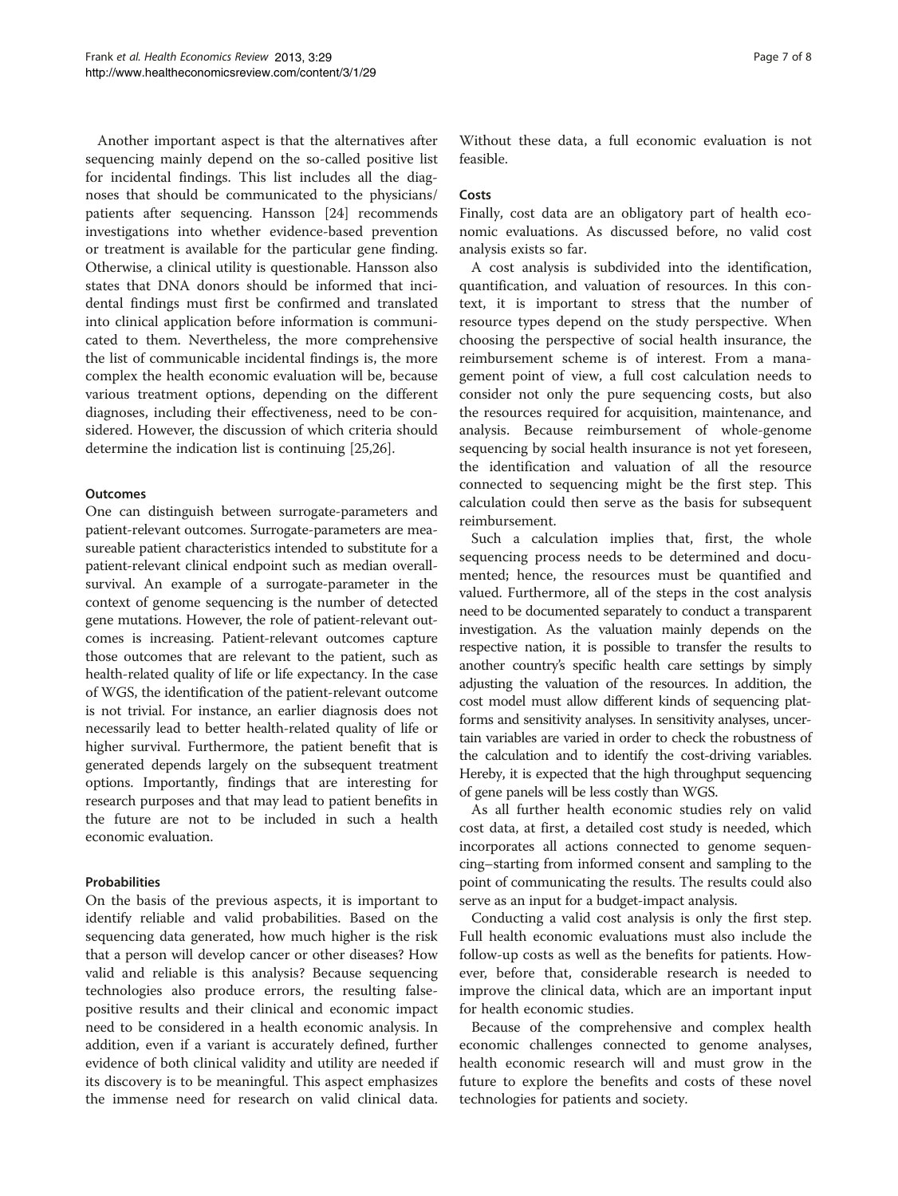Another important aspect is that the alternatives after sequencing mainly depend on the so-called positive list for incidental findings. This list includes all the diagnoses that should be communicated to the physicians/ patients after sequencing. Hansson [24] recommends investigations into whether evidence-based prevention or treatment is available for the particular gene finding. Otherwise, a clinical utility is questionable. Hansson also states that DNA donors should be informed that incidental findings must first be confirmed and translated into clinical application before information is communicated to them. Nevertheless, the more comprehensive the list of communicable incidental findings is, the more complex the health economic evaluation will be, because various treatment options, depending on the different diagnoses, including their effectiveness, need to be considered. However, the discussion of which criteria should determine the indication list is continuing [25,26].

#### Outcomes

One can distinguish between surrogate-parameters and patient-relevant outcomes. Surrogate-parameters are measureable patient characteristics intended to substitute for a patient-relevant clinical endpoint such as median overall-survival. An example of a surrogate-parameter in the context of genome sequencing is the number of detected gene mutations. However, the role of patient-relevant outcomes is increasing. Patient-relevant outcomes capture those outcomes that are relevant to the patient, such as health-related quality of life or life expectancy. In the case of WGS, the identification of the patient-relevant outcome is not trivial. For instance, an earlier diagnosis does not necessarily lead to better health-related quality of life or higher survival. Furthermore, the patient benefit that is generated depends largely on the subsequent treatment options. Importantly, findings that are interesting for research purposes and that may lead to patient benefits in the future are not to be included in such a health economic evaluation.

#### Probabilities

On the basis of the previous aspects, it is important to identify reliable and valid probabilities. Based on the sequencing data generated, how much higher is the risk that a person will develop cancer or other diseases? How valid and reliable is this analysis? Because sequencing technologies also produce errors, the resulting false-positive results and their clinical and economic impact need to be considered in a health economic analysis. In addition, even if a variant is accurately defined, further evidence of both clinical validity and utility are needed if its discovery is to be meaningful. This aspect emphasizes the immense need for research on valid clinical data. Without these data, a full economic evaluation is not feasible.

#### Costs

Finally, cost data are an obligatory part of health economic evaluations. As discussed before, no valid cost analysis exists so far.

A cost analysis is subdivided into the identification, quantification, and valuation of resources. In this context, it is important to stress that the number of resource types depend on the study perspective. When choosing the perspective of social health insurance, the reimbursement scheme is of interest. From a management point of view, a full cost calculation needs to consider not only the pure sequencing costs, but also the resources required for acquisition, maintenance, and analysis. Because reimbursement of whole-genome sequencing by social health insurance is not yet foreseen, the identification and valuation of all the resource connected to sequencing might be the first step. This calculation could then serve as the basis for subsequent reimbursement.

Such a calculation implies that, first, the whole sequencing process needs to be determined and documented; hence, the resources must be quantified and valued. Furthermore, all of the steps in the cost analysis need to be documented separately to conduct a transparent investigation. As the valuation mainly depends on the respective nation, it is possible to transfer the results to another country's specific health care settings by simply adjusting the valuation of the resources. In addition, the cost model must allow different kinds of sequencing platforms and sensitivity analyses. In sensitivity analyses, uncertain variables are varied in order to check the robustness of the calculation and to identify the cost-driving variables. Hereby, it is expected that the high throughput sequencing of gene panels will be less costly than WGS.

As all further health economic studies rely on valid cost data, at first, a detailed cost study is needed, which incorporates all actions connected to genome sequencing–starting from informed consent and sampling to the point of communicating the results. The results could also serve as an input for a budget-impact analysis.

Conducting a valid cost analysis is only the first step. Full health economic evaluations must also include the follow-up costs as well as the benefits for patients. However, before that, considerable research is needed to improve the clinical data, which are an important input for health economic studies.

Because of the comprehensive and complex health economic challenges connected to genome analyses, health economic research will and must grow in the future to explore the benefits and costs of these novel technologies for patients and society.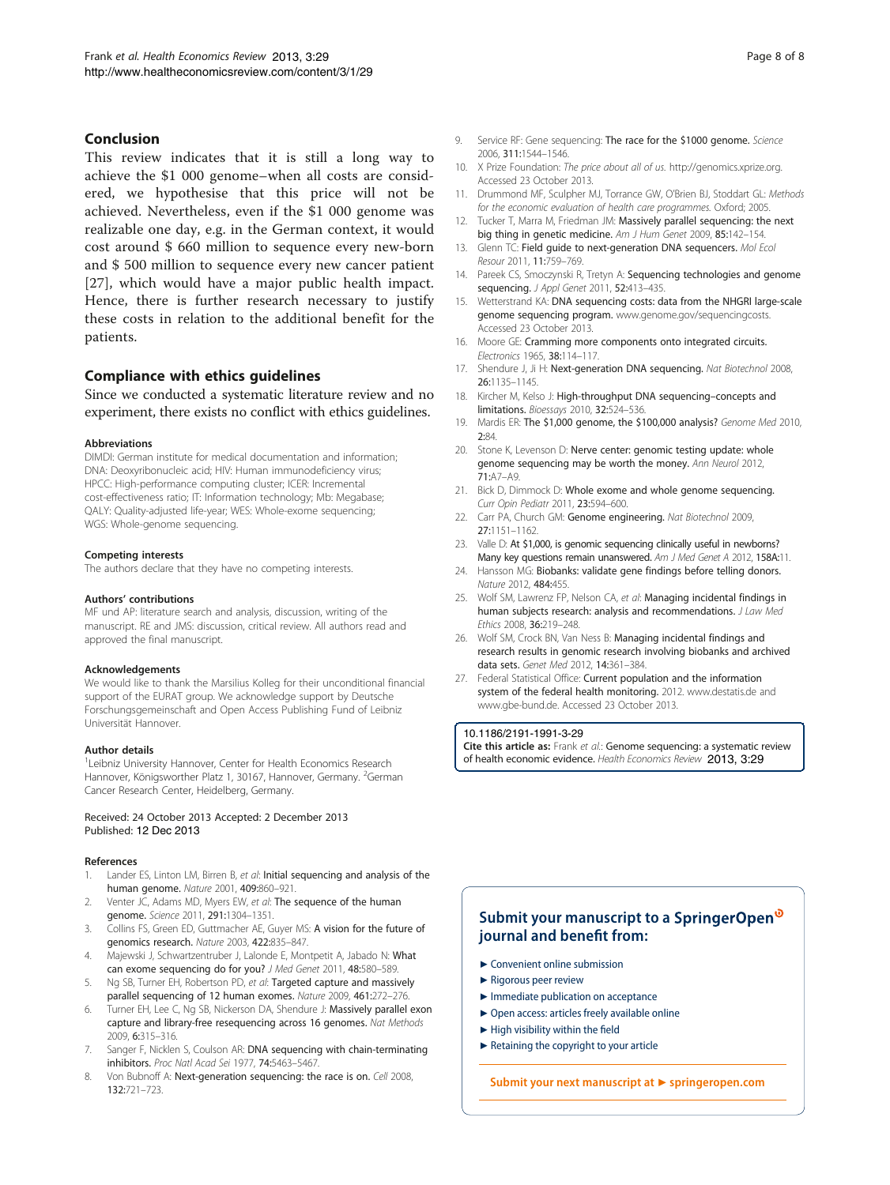## Conclusion

This review indicates that it is still a long way to achieve the $1 000 genome–when all costs are considered, we hypothesise that this price will not be achieved. Nevertheless, even if the $1 000 genome was realizable one day, e.g. in the German context, it would cost around $ 660 million to sequence every new-born and $ 500 million to sequence every new cancer patient [27], which would have a major public health impact. Hence, there is further research necessary to justify these costs in relation to the additional benefit for the patients.

## Compliance with ethics guidelines

Since we conducted a systematic literature review and no experiment, there exists no conflict with ethics guidelines.

#### Abbreviations

DIMDI: German institute for medical documentation and information; DNA: Deoxyribonucleic acid; HIV: Human immunodeficiency virus; HPCC: High-performance computing cluster; ICER: Incremental cost-effectiveness ratio; IT: Information technology; Mb: Megabase; QALY: Quality-adjusted life-year; WES: Whole-exome sequencing; WGS: Whole-genome sequencing.

#### Competing interests

The authors declare that they have no competing interests.

#### Authors' contributions

MF und AP: literature search and analysis, discussion, writing of the manuscript. RE and JMS: discussion, critical review. All authors read and approved the final manuscript.

#### Acknowledgements

We would like to thank the Marsilius Kolleg for their unconditional financial support of the EURAT group. We acknowledge support by Deutsche Forschungsgemeinschaft and Open Access Publishing Fund of Leibniz Universität Hannover.

#### Author details

[1]Leibniz University Hannover, Center for Health Economics Research Hannover, Königsworther Platz 1, 30167, Hannover, Germany. [2]German Cancer Research Center, Heidelberg, Germany.

Received: 24 October 2013 Accepted: 2 December 2013
Published: 12 Dec 2013

#### References

1. Lander ES, Linton LM, Birren B, *et al*: Initial sequencing and analysis of the human genome. *Nature* 2001, 409:860–921.
2. Venter JC, Adams MD, Myers EW, *et al*: The sequence of the human genome. *Science* 2011, 291:1304–1351.
3. Collins FS, Green ED, Guttmacher AE, Guyer MS: A vision for the future of genomics research. *Nature* 2003, 422:835–847.
4. Majewski J, Schwartzentruber J, Lalonde E, Montpetit A, Jabado N: What can exome sequencing do for you? *J Med Genet* 2011, 48:580–589.
5. Ng SB, Turner EH, Robertson PD, *et al*: Targeted capture and massively parallel sequencing of 12 human exomes. *Nature* 2009, 461:272–276.
6. Turner EH, Lee C, Ng SB, Nickerson DA, Shendure J: Massively parallel exon capture and library-free resequencing across 16 genomes. *Nat Methods* 2009, 6:315–316.
7. Sanger F, Nicklen S, Coulson AR: DNA sequencing with chain-terminating inhibitors. *Proc Natl Acad Sci* 1977, 74:5463–5467.
8. Von Bubnoff A: Next-generation sequencing: the race is on. *Cell* 2008, 132:721–723.
9. Service RF: Gene sequencing: The race for the $1000 genome. *Science* 2006, 311:1544–1546.
10. X Prize Foundation: *The price about all of us.* http://genomics.xprize.org. Accessed 23 October 2013.
11. Drummond MF, Sculpher MJ, Torrance GW, O'Brien BJ, Stoddart GL: *Methods for the economic evaluation of health care programmes.* Oxford; 2005.
12. Tucker T, Marra M, Friedman JM: Massively parallel sequencing: the next big thing in genetic medicine. *Am J Hum Genet* 2009, 85:142–154.
13. Glenn TC: Field guide to next-generation DNA sequencers. *Mol Ecol Resour* 2011, 11:759–769.
14. Pareek CS, Smoczynski R, Tretyn A: Sequencing technologies and genome sequencing. *J Appl Genet* 2011, 52:413–435.
15. Wetterstrand KA: DNA sequencing costs: data from the NHGRI large-scale genome sequencing program. www.genome.gov/sequencingcosts. Accessed 23 October 2013.
16. Moore GE: Cramming more components onto integrated circuits. *Electronics* 1965, 38:114–117.
17. Shendure J, Ji H: Next-generation DNA sequencing. *Nat Biotechnol* 2008, 26:1135–1145.
18. Kircher M, Kelso J: High-throughput DNA sequencing–concepts and limitations. *Bioessays* 2010, 32:524–536.
19. Mardis ER: The $1,000 genome, the $100,000 analysis? *Genome Med* 2010, 2:84.
20. Stone K, Levenson D: Nerve center: genomic testing update: whole genome sequencing may be worth the money. *Ann Neurol* 2012, 71:A7–A9.
21. Bick D, Dimmock D: Whole exome and whole genome sequencing. *Curr Opin Pediatr* 2011, 23:594–600.
22. Carr PA, Church GM: Genome engineering. *Nat Biotechnol* 2009, 27:1151–1162.
23. Valle D: At $1,000, is genomic sequencing clinically useful in newborns? Many key questions remain unanswered. *Am J Med Genet A* 2012, 158A:11.
24. Hansson MG: Biobanks: validate gene findings before telling donors. *Nature* 2012, 484:455.
25. Wolf SM, Lawrenz FP, Nelson CA, *et al*: Managing incidental findings in human subjects research: analysis and recommendations. *J Law Med Ethics* 2008, 36:219–248.
26. Wolf SM, Crock BN, Van Ness B: Managing incidental findings and research results in genomic research involving biobanks and archived data sets. *Genet Med* 2012, 14:361–384.
27. Federal Statistical Office: Current population and the information system of the federal health monitoring. 2012. www.destatis.de and www.gbe-bund.de. Accessed 23 October 2013.

10.1186/2191-1991-3-29
**Cite this article as:** Frank *et al.*: Genome sequencing: a systematic review of health economic evidence. *Health Economics Review* 2013, 3:29

**Submit your manuscript to a SpringerOpen journal and benefit from:**

- ► Convenient online submission
- ► Rigorous peer review
- ► Immediate publication on acceptance
- ► Open access: articles freely available online
- ► High visibility within the field
- ► Retaining the copyright to your article

**Submit your next manuscript at ► springeropen.com**